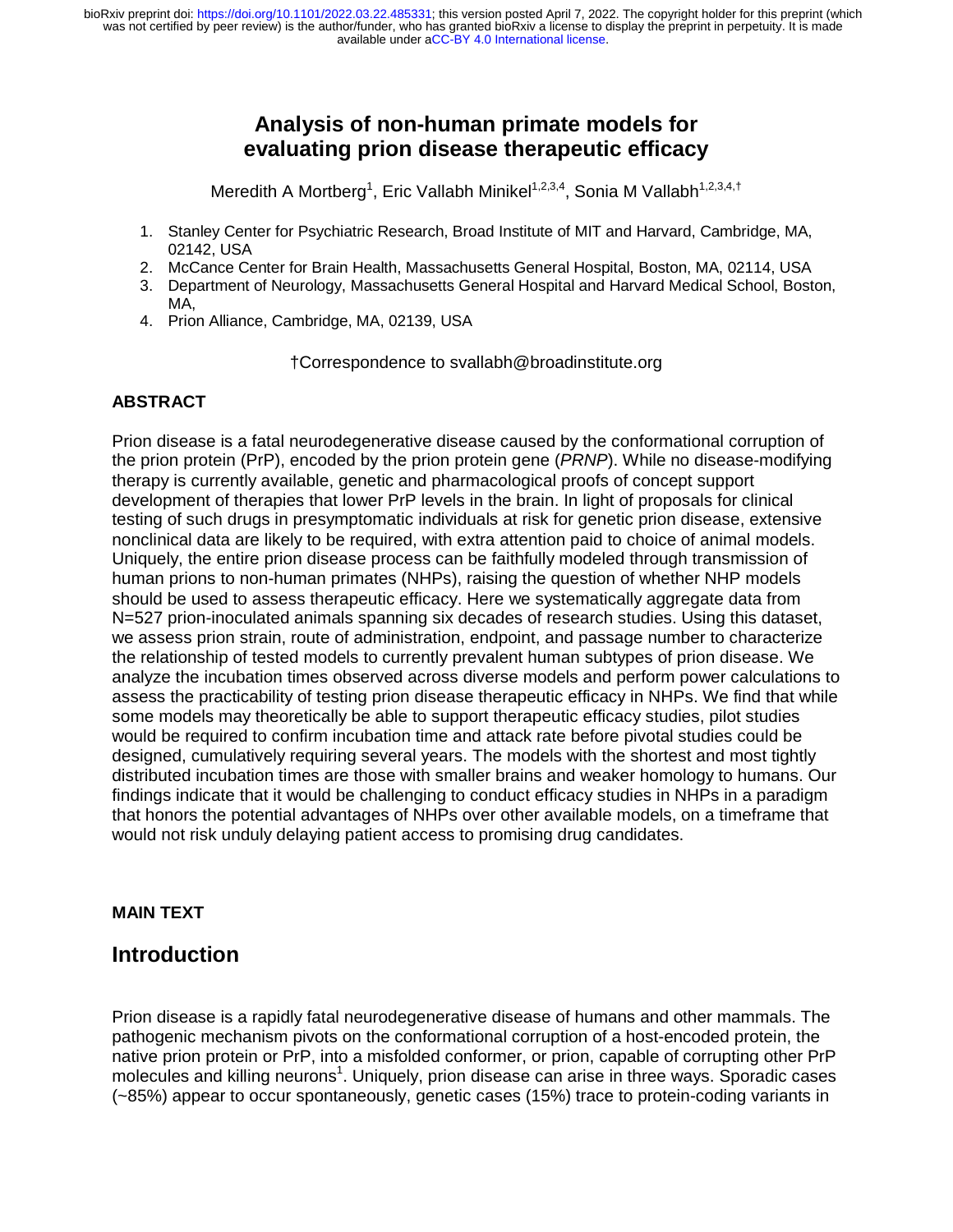# Analysis of non-human primate models for evaluating prion disease therapeutic efficacy

Meredith A Mortberg[1], Eric Vallabh Minikel[1,2,3,4], Sonia M Vallabh[1,2,3,4,†]

1. Stanley Center for Psychiatric Research, Broad Institute of MIT and Harvard, Cambridge, MA, 02142, USA
2. McCance Center for Brain Health, Massachusetts General Hospital, Boston, MA, 02114, USA
3. Department of Neurology, Massachusetts General Hospital and Harvard Medical School, Boston, MA,
4. Prion Alliance, Cambridge, MA, 02139, USA

†Correspondence to svallabh@broadinstitute.org

## ABSTRACT

Prion disease is a fatal neurodegenerative disease caused by the conformational corruption of the prion protein (PrP), encoded by the prion protein gene (*PRNP*). While no disease-modifying therapy is currently available, genetic and pharmacological proofs of concept support development of therapies that lower PrP levels in the brain. In light of proposals for clinical testing of such drugs in presymptomatic individuals at risk for genetic prion disease, extensive nonclinical data are likely to be required, with extra attention paid to choice of animal models. Uniquely, the entire prion disease process can be faithfully modeled through transmission of human prions to non-human primates (NHPs), raising the question of whether NHP models should be used to assess therapeutic efficacy. Here we systematically aggregate data from N=527 prion-inoculated animals spanning six decades of research studies. Using this dataset, we assess prion strain, route of administration, endpoint, and passage number to characterize the relationship of tested models to currently prevalent human subtypes of prion disease. We analyze the incubation times observed across diverse models and perform power calculations to assess the practicability of testing prion disease therapeutic efficacy in NHPs. We find that while some models may theoretically be able to support therapeutic efficacy studies, pilot studies would be required to confirm incubation time and attack rate before pivotal studies could be designed, cumulatively requiring several years. The models with the shortest and most tightly distributed incubation times are those with smaller brains and weaker homology to humans. Our findings indicate that it would be challenging to conduct efficacy studies in NHPs in a paradigm that honors the potential advantages of NHPs over other available models, on a timeframe that would not risk unduly delaying patient access to promising drug candidates.

## MAIN TEXT

## Introduction

Prion disease is a rapidly fatal neurodegenerative disease of humans and other mammals. The pathogenic mechanism pivots on the conformational corruption of a host-encoded protein, the native prion protein or PrP, into a misfolded conformer, or prion, capable of corrupting other PrP molecules and killing neurons[1]. Uniquely, prion disease can arise in three ways. Sporadic cases (~85%) appear to occur spontaneously, genetic cases (15%) trace to protein-coding variants in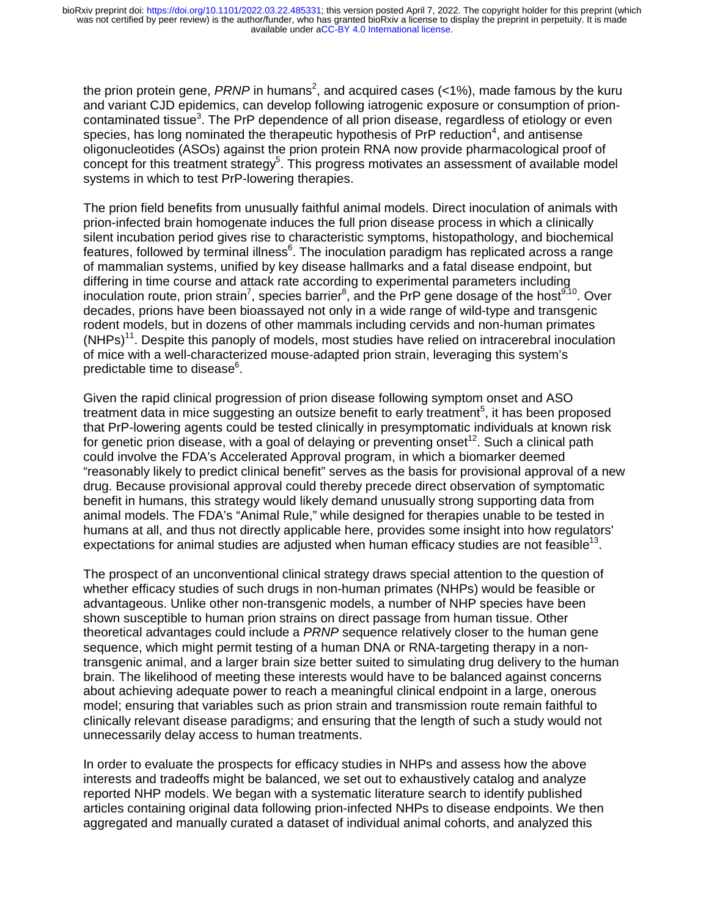the prion protein gene, *PRNP* in humans[2], and acquired cases (<1%), made famous by the kuru and variant CJD epidemics, can develop following iatrogenic exposure or consumption of prion-contaminated tissue[3]. The PrP dependence of all prion disease, regardless of etiology or even species, has long nominated the therapeutic hypothesis of PrP reduction[4], and antisense oligonucleotides (ASOs) against the prion protein RNA now provide pharmacological proof of concept for this treatment strategy[5]. This progress motivates an assessment of available model systems in which to test PrP-lowering therapies.

The prion field benefits from unusually faithful animal models. Direct inoculation of animals with prion-infected brain homogenate induces the full prion disease process in which a clinically silent incubation period gives rise to characteristic symptoms, histopathology, and biochemical features, followed by terminal illness[6]. The inoculation paradigm has replicated across a range of mammalian systems, unified by key disease hallmarks and a fatal disease endpoint, but differing in time course and attack rate according to experimental parameters including inoculation route, prion strain[7], species barrier[8], and the PrP gene dosage of the host[9,10]. Over decades, prions have been bioassayed not only in a wide range of wild-type and transgenic rodent models, but in dozens of other mammals including cervids and non-human primates (NHPs)[11]. Despite this panoply of models, most studies have relied on intracerebral inoculation of mice with a well-characterized mouse-adapted prion strain, leveraging this system's predictable time to disease[6].

Given the rapid clinical progression of prion disease following symptom onset and ASO treatment data in mice suggesting an outsize benefit to early treatment[5], it has been proposed that PrP-lowering agents could be tested clinically in presymptomatic individuals at known risk for genetic prion disease, with a goal of delaying or preventing onset[12]. Such a clinical path could involve the FDA's Accelerated Approval program, in which a biomarker deemed "reasonably likely to predict clinical benefit" serves as the basis for provisional approval of a new drug. Because provisional approval could thereby precede direct observation of symptomatic benefit in humans, this strategy would likely demand unusually strong supporting data from animal models. The FDA's "Animal Rule," while designed for therapies unable to be tested in humans at all, and thus not directly applicable here, provides some insight into how regulators' expectations for animal studies are adjusted when human efficacy studies are not feasible[13].

The prospect of an unconventional clinical strategy draws special attention to the question of whether efficacy studies of such drugs in non-human primates (NHPs) would be feasible or advantageous. Unlike other non-transgenic models, a number of NHP species have been shown susceptible to human prion strains on direct passage from human tissue. Other theoretical advantages could include a *PRNP* sequence relatively closer to the human gene sequence, which might permit testing of a human DNA or RNA-targeting therapy in a non-transgenic animal, and a larger brain size better suited to simulating drug delivery to the human brain. The likelihood of meeting these interests would have to be balanced against concerns about achieving adequate power to reach a meaningful clinical endpoint in a large, onerous model; ensuring that variables such as prion strain and transmission route remain faithful to clinically relevant disease paradigms; and ensuring that the length of such a study would not unnecessarily delay access to human treatments.

In order to evaluate the prospects for efficacy studies in NHPs and assess how the above interests and tradeoffs might be balanced, we set out to exhaustively catalog and analyze reported NHP models. We began with a systematic literature search to identify published articles containing original data following prion-infected NHPs to disease endpoints. We then aggregated and manually curated a dataset of individual animal cohorts, and analyzed this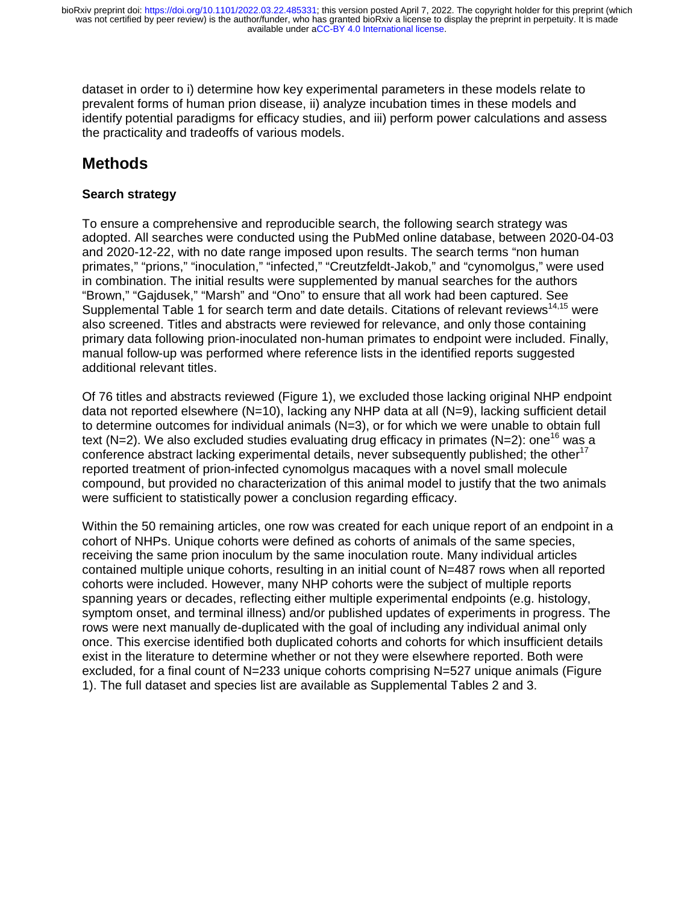dataset in order to i) determine how key experimental parameters in these models relate to prevalent forms of human prion disease, ii) analyze incubation times in these models and identify potential paradigms for efficacy studies, and iii) perform power calculations and assess the practicality and tradeoffs of various models.

## Methods

### Search strategy

To ensure a comprehensive and reproducible search, the following search strategy was adopted. All searches were conducted using the PubMed online database, between 2020-04-03 and 2020-12-22, with no date range imposed upon results. The search terms "non human primates," "prions," "inoculation," "infected," "Creutzfeldt-Jakob," and "cynomolgus," were used in combination. The initial results were supplemented by manual searches for the authors "Brown," "Gajdusek," "Marsh" and "Ono" to ensure that all work had been captured. See Supplemental Table 1 for search term and date details. Citations of relevant reviews[14,15] were also screened. Titles and abstracts were reviewed for relevance, and only those containing primary data following prion-inoculated non-human primates to endpoint were included. Finally, manual follow-up was performed where reference lists in the identified reports suggested additional relevant titles.

Of 76 titles and abstracts reviewed (Figure 1), we excluded those lacking original NHP endpoint data not reported elsewhere (N=10), lacking any NHP data at all (N=9), lacking sufficient detail to determine outcomes for individual animals (N=3), or for which we were unable to obtain full text (N=2). We also excluded studies evaluating drug efficacy in primates (N=2): one[16] was a conference abstract lacking experimental details, never subsequently published; the other[17] reported treatment of prion-infected cynomolgus macaques with a novel small molecule compound, but provided no characterization of this animal model to justify that the two animals were sufficient to statistically power a conclusion regarding efficacy.

Within the 50 remaining articles, one row was created for each unique report of an endpoint in a cohort of NHPs. Unique cohorts were defined as cohorts of animals of the same species, receiving the same prion inoculum by the same inoculation route. Many individual articles contained multiple unique cohorts, resulting in an initial count of N=487 rows when all reported cohorts were included. However, many NHP cohorts were the subject of multiple reports spanning years or decades, reflecting either multiple experimental endpoints (e.g. histology, symptom onset, and terminal illness) and/or published updates of experiments in progress. The rows were next manually de-duplicated with the goal of including any individual animal only once. This exercise identified both duplicated cohorts and cohorts for which insufficient details exist in the literature to determine whether or not they were elsewhere reported. Both were excluded, for a final count of N=233 unique cohorts comprising N=527 unique animals (Figure 1). The full dataset and species list are available as Supplemental Tables 2 and 3.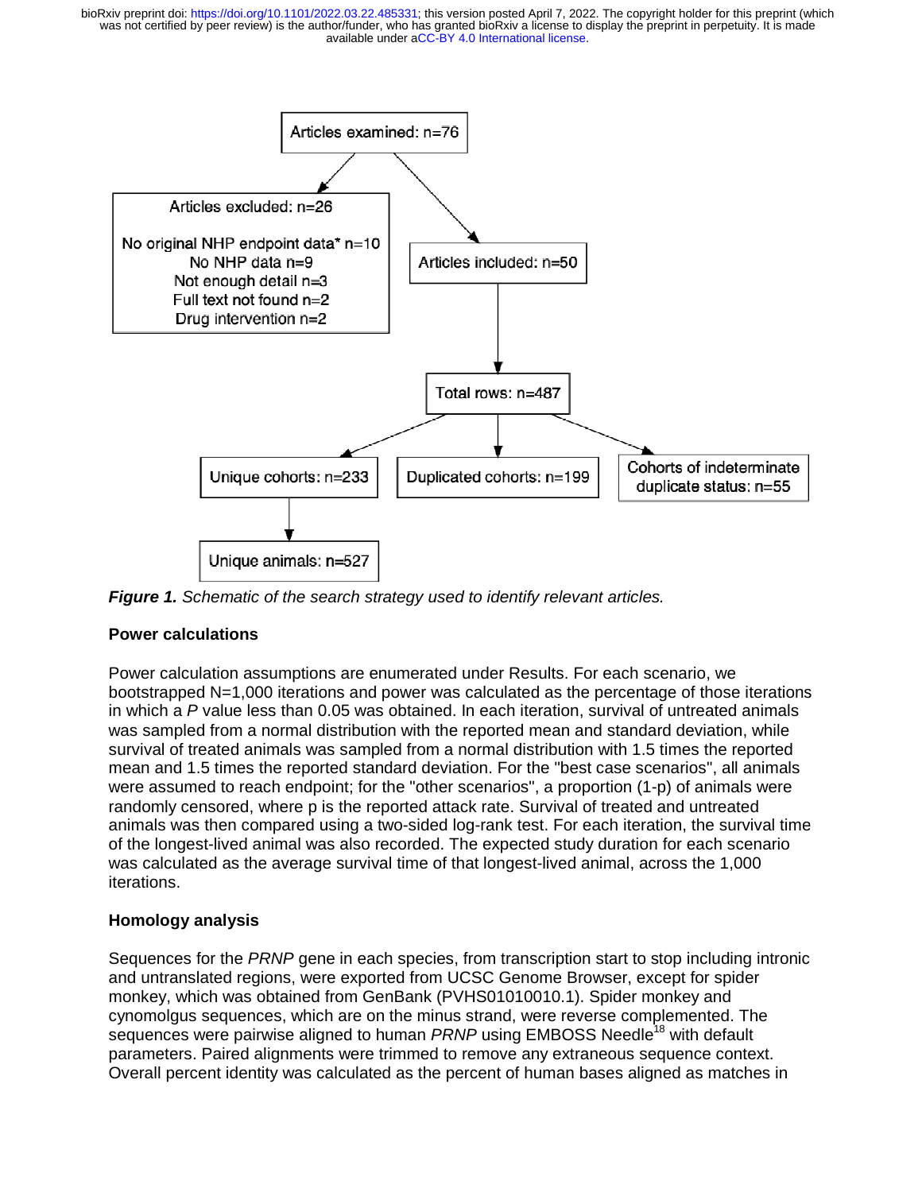Articles examined: n=76

Articles excluded: n=26

No original NHP endpoint data* n=10
No NHP data n=9
Not enough detail n=3
Full text not found n=2
Drug intervention n=2

Articles included: n=50

Total rows: n=487

Unique cohorts: n=233

Duplicated cohorts: n=199

Cohorts of indeterminate duplicate status: n=55

Unique animals: n=527

***Figure 1.*** *Schematic of the search strategy used to identify relevant articles.*

**Power calculations**

Power calculation assumptions are enumerated under Results. For each scenario, we bootstrapped N=1,000 iterations and power was calculated as the percentage of those iterations in which a *P* value less than 0.05 was obtained. In each iteration, survival of untreated animals was sampled from a normal distribution with the reported mean and standard deviation, while survival of treated animals was sampled from a normal distribution with 1.5 times the reported mean and 1.5 times the reported standard deviation. For the "best case scenarios", all animals were assumed to reach endpoint; for the "other scenarios", a proportion (1-p) of animals were randomly censored, where p is the reported attack rate. Survival of treated and untreated animals was then compared using a two-sided log-rank test. For each iteration, the survival time of the longest-lived animal was also recorded. The expected study duration for each scenario was calculated as the average survival time of that longest-lived animal, across the 1,000 iterations.

**Homology analysis**

Sequences for the *PRNP* gene in each species, from transcription start to stop including intronic and untranslated regions, were exported from UCSC Genome Browser, except for spider monkey, which was obtained from GenBank (PVHS01010010.1). Spider monkey and cynomolgus sequences, which are on the minus strand, were reverse complemented. The sequences were pairwise aligned to human *PRNP* using EMBOSS Needle[18] with default parameters. Paired alignments were trimmed to remove any extraneous sequence context. Overall percent identity was calculated as the percent of human bases aligned as matches in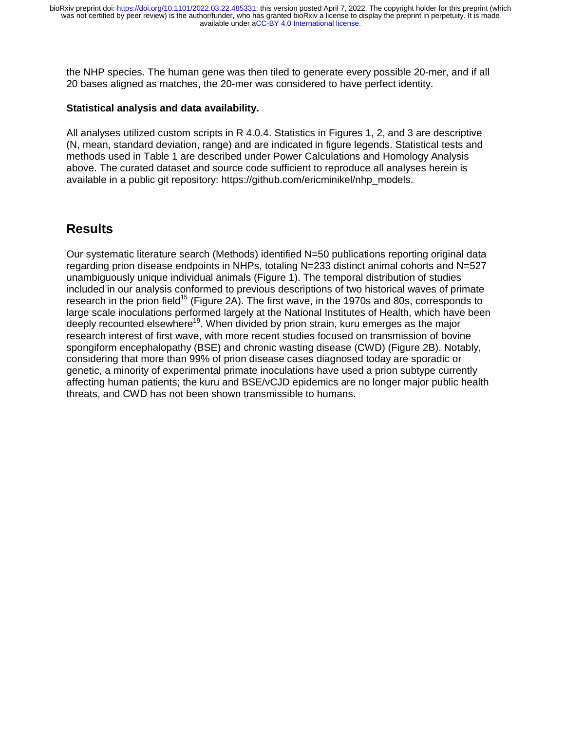the NHP species. The human gene was then tiled to generate every possible 20-mer, and if all 20 bases aligned as matches, the 20-mer was considered to have perfect identity.

**Statistical analysis and data availability.**

All analyses utilized custom scripts in R 4.0.4. Statistics in Figures 1, 2, and 3 are descriptive (N, mean, standard deviation, range) and are indicated in figure legends. Statistical tests and methods used in Table 1 are described under Power Calculations and Homology Analysis above. The curated dataset and source code sufficient to reproduce all analyses herein is available in a public git repository: https://github.com/ericminikel/nhp_models.

## Results

Our systematic literature search (Methods) identified N=50 publications reporting original data regarding prion disease endpoints in NHPs, totaling N=233 distinct animal cohorts and N=527 unambiguously unique individual animals (Figure 1). The temporal distribution of studies included in our analysis conformed to previous descriptions of two historical waves of primate research in the prion field[15] (Figure 2A). The first wave, in the 1970s and 80s, corresponds to large scale inoculations performed largely at the National Institutes of Health, which have been deeply recounted elsewhere[19]. When divided by prion strain, kuru emerges as the major research interest of first wave, with more recent studies focused on transmission of bovine spongiform encephalopathy (BSE) and chronic wasting disease (CWD) (Figure 2B). Notably, considering that more than 99% of prion disease cases diagnosed today are sporadic or genetic, a minority of experimental primate inoculations have used a prion subtype currently affecting human patients; the kuru and BSE/vCJD epidemics are no longer major public health threats, and CWD has not been shown transmissible to humans.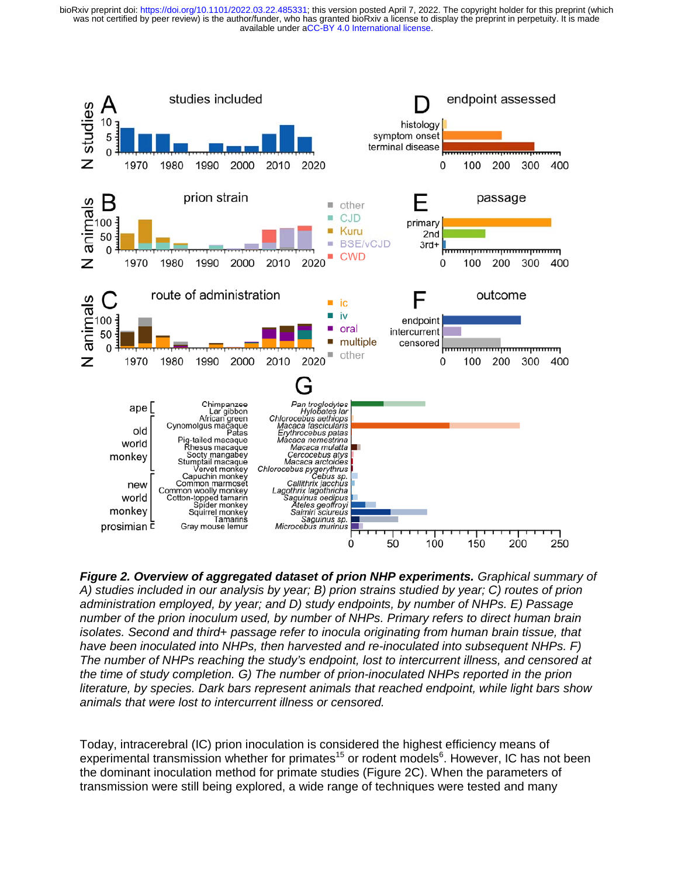***Figure 2. Overview of aggregated dataset of prion NHP experiments.*** *Graphical summary of A) studies included in our analysis by year; B) prion strains studied by year; C) routes of prion administration employed, by year; and D) study endpoints, by number of NHPs. E) Passage number of the prion inoculum used, by number of NHPs. Primary refers to direct human brain isolates. Second and third+ passage refer to inocula originating from human brain tissue, that have been inoculated into NHPs, then harvested and re-inoculated into subsequent NHPs. F) The number of NHPs reaching the study's endpoint, lost to intercurrent illness, and censored at the time of study completion. G) The number of prion-inoculated NHPs reported in the prion literature, by species. Dark bars represent animals that reached endpoint, while light bars show animals that were lost to intercurrent illness or censored.*

Today, intracerebral (IC) prion inoculation is considered the highest efficiency means of experimental transmission whether for primates[15] or rodent models[6]. However, IC has not been the dominant inoculation method for primate studies (Figure 2C). When the parameters of transmission were still being explored, a wide range of techniques were tested and many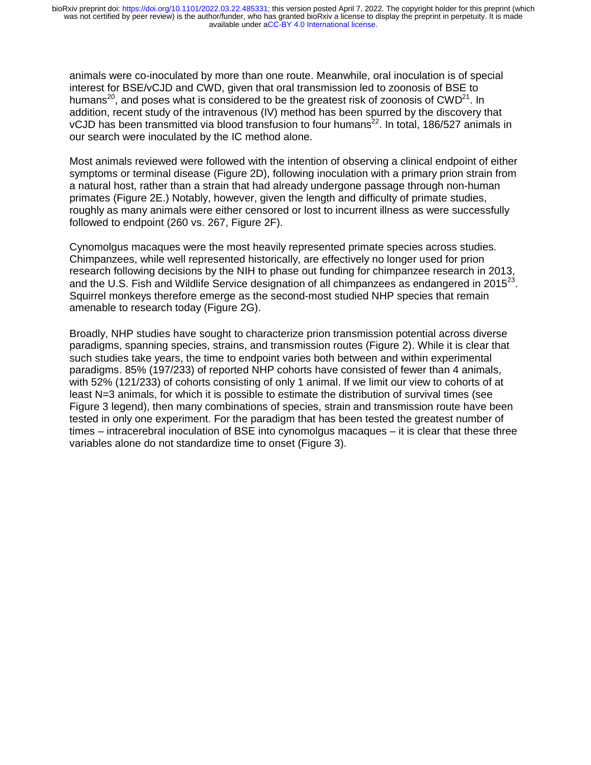animals were co-inoculated by more than one route. Meanwhile, oral inoculation is of special interest for BSE/vCJD and CWD, given that oral transmission led to zoonosis of BSE to humans[20], and poses what is considered to be the greatest risk of zoonosis of CWD[21]. In addition, recent study of the intravenous (IV) method has been spurred by the discovery that vCJD has been transmitted via blood transfusion to four humans[22]. In total, 186/527 animals in our search were inoculated by the IC method alone.

Most animals reviewed were followed with the intention of observing a clinical endpoint of either symptoms or terminal disease (Figure 2D), following inoculation with a primary prion strain from a natural host, rather than a strain that had already undergone passage through non-human primates (Figure 2E.) Notably, however, given the length and difficulty of primate studies, roughly as many animals were either censored or lost to incurrent illness as were successfully followed to endpoint (260 vs. 267, Figure 2F).

Cynomolgus macaques were the most heavily represented primate species across studies. Chimpanzees, while well represented historically, are effectively no longer used for prion research following decisions by the NIH to phase out funding for chimpanzee research in 2013, and the U.S. Fish and Wildlife Service designation of all chimpanzees as endangered in 2015[23]. Squirrel monkeys therefore emerge as the second-most studied NHP species that remain amenable to research today (Figure 2G).

Broadly, NHP studies have sought to characterize prion transmission potential across diverse paradigms, spanning species, strains, and transmission routes (Figure 2). While it is clear that such studies take years, the time to endpoint varies both between and within experimental paradigms. 85% (197/233) of reported NHP cohorts have consisted of fewer than 4 animals, with 52% (121/233) of cohorts consisting of only 1 animal. If we limit our view to cohorts of at least N=3 animals, for which it is possible to estimate the distribution of survival times (see Figure 3 legend), then many combinations of species, strain and transmission route have been tested in only one experiment. For the paradigm that has been tested the greatest number of times – intracerebral inoculation of BSE into cynomolgus macaques – it is clear that these three variables alone do not standardize time to onset (Figure 3).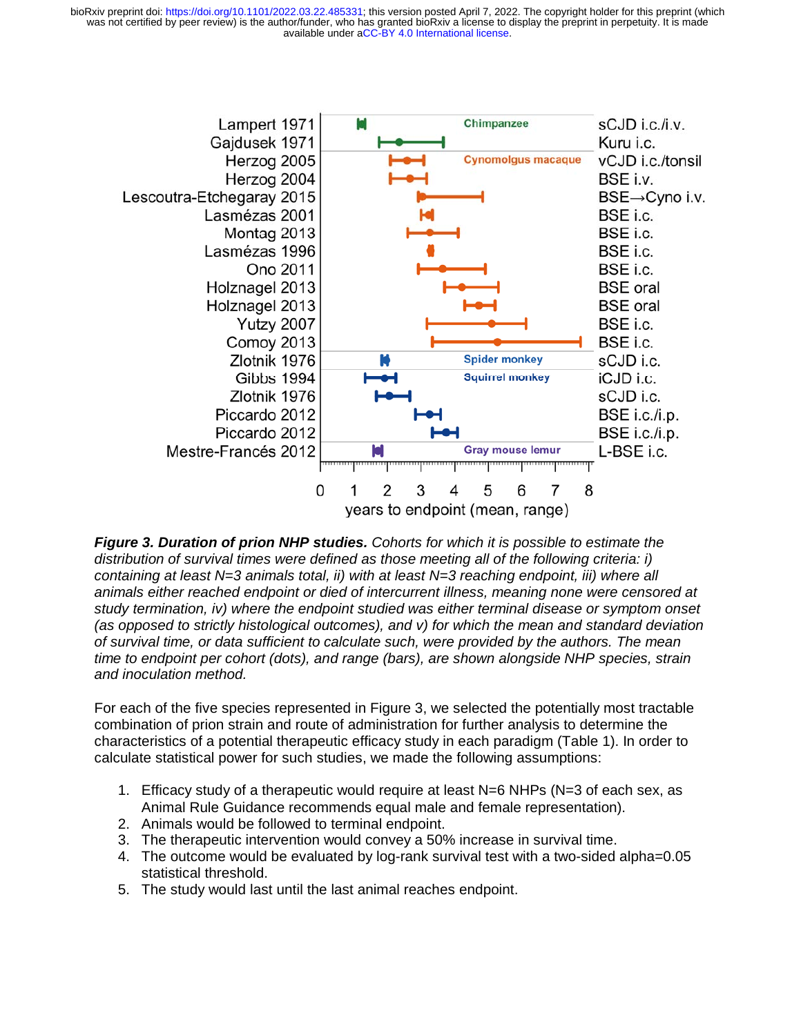**Figure 3. Duration of prion NHP studies.** *Cohorts for which it is possible to estimate the distribution of survival times were defined as those meeting all of the following criteria: i) containing at least N=3 animals total, ii) with at least N=3 reaching endpoint, iii) where all animals either reached endpoint or died of intercurrent illness, meaning none were censored at study termination, iv) where the endpoint studied was either terminal disease or symptom onset (as opposed to strictly histological outcomes), and v) for which the mean and standard deviation of survival time, or data sufficient to calculate such, were provided by the authors. The mean time to endpoint per cohort (dots), and range (bars), are shown alongside NHP species, strain and inoculation method.*

For each of the five species represented in Figure 3, we selected the potentially most tractable combination of prion strain and route of administration for further analysis to determine the characteristics of a potential therapeutic efficacy study in each paradigm (Table 1). In order to calculate statistical power for such studies, we made the following assumptions:

1. Efficacy study of a therapeutic would require at least N=6 NHPs (N=3 of each sex, as Animal Rule Guidance recommends equal male and female representation).
2. Animals would be followed to terminal endpoint.
3. The therapeutic intervention would convey a 50% increase in survival time.
4. The outcome would be evaluated by log-rank survival test with a two-sided alpha=0.05 statistical threshold.
5. The study would last until the last animal reaches endpoint.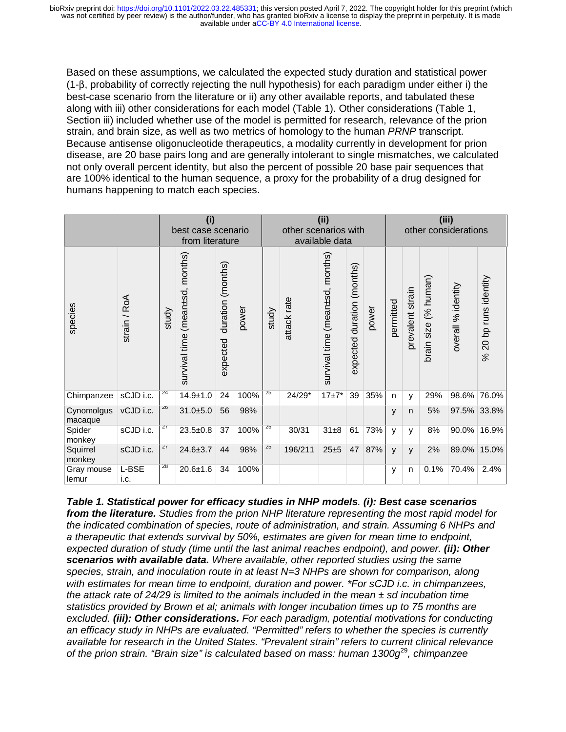Based on these assumptions, we calculated the expected study duration and statistical power (1-β, probability of correctly rejecting the null hypothesis) for each paradigm under either i) the best-case scenario from the literature or ii) any other available reports, and tabulated these along with iii) other considerations for each model (Table 1). Other considerations (Table 1, Section iii) included whether use of the model is permitted for research, relevance of the prion strain, and brain size, as well as two metrics of homology to the human *PRNP* transcript. Because antisense oligonucleotide therapeutics, a modality currently in development for prion disease, are 20 base pairs long and are generally intolerant to single mismatches, we calculated not only overall percent identity, but also the percent of possible 20 base pair sequences that are 100% identical to the human sequence, a proxy for the probability of a drug designed for humans happening to match each species.

| | | (i) best case scenario from literature | | | | (ii) other scenarios with available data | | | | | (iii) other considerations | | | | |
|---|---|---|---|---|---|---|---|---|---|---|---|---|---|---|---|
| species | strain / RoA | study | survival time (mean±sd, months) | expected duration (months) | power | study | attack rate | survival time (mean±sd, months) | expected duration (months) | power | permitted | prevalent strain | brain size (% human) | overall % identity | % 20 bp runs identity |
| Chimpanzee | sCJD i.c. | 24 | 14.9±1.0 | 24 | 100% | 25 | 24/29* | 17±7* | 39 | 35% | n | y | 29% | 98.6% | 76.0% |
| Cynomolgus macaque | vCJD i.c. | 26 | 31.0±5.0 | 56 | 98% | | | | | | y | n | 5% | 97.5% | 33.8% |
| Spider monkey | sCJD i.c. | 27 | 23.5±0.8 | 37 | 100% | 25 | 30/31 | 31±8 | 61 | 73% | y | y | 8% | 90.0% | 16.9% |
| Squirrel monkey | sCJD i.c. | 27 | 24.6±3.7 | 44 | 98% | 25 | 196/211 | 25±5 | 47 | 87% | y | y | 2% | 89.0% | 15.0% |
| Gray mouse lemur | L-BSE i.c. | 28 | 20.6±1.6 | 34 | 100% | | | | | | y | n | 0.1% | 70.4% | 2.4% |

***Table 1. Statistical power for efficacy studies in NHP models**. **(i): Best case scenarios from the literature.** Studies from the prion NHP literature representing the most rapid model for the indicated combination of species, route of administration, and strain. Assuming 6 NHPs and a therapeutic that extends survival by 50%, estimates are given for mean time to endpoint, expected duration of study (time until the last animal reaches endpoint), and power. **(ii): Other scenarios with available data.** Where available, other reported studies using the same species, strain, and inoculation route in at least N=3 NHPs are shown for comparison, along with estimates for mean time to endpoint, duration and power. \*For sCJD i.c. in chimpanzees, the attack rate of 24/29 is limited to the animals included in the mean ± sd incubation time statistics provided by Brown et al; animals with longer incubation times up to 75 months are excluded. **(iii): Other considerations.** For each paradigm, potential motivations for conducting an efficacy study in NHPs are evaluated. "Permitted" refers to whether the species is currently available for research in the United States. "Prevalent strain" refers to current clinical relevance of the prion strain. "Brain size" is calculated based on mass: human 1300g[29], chimpanzee*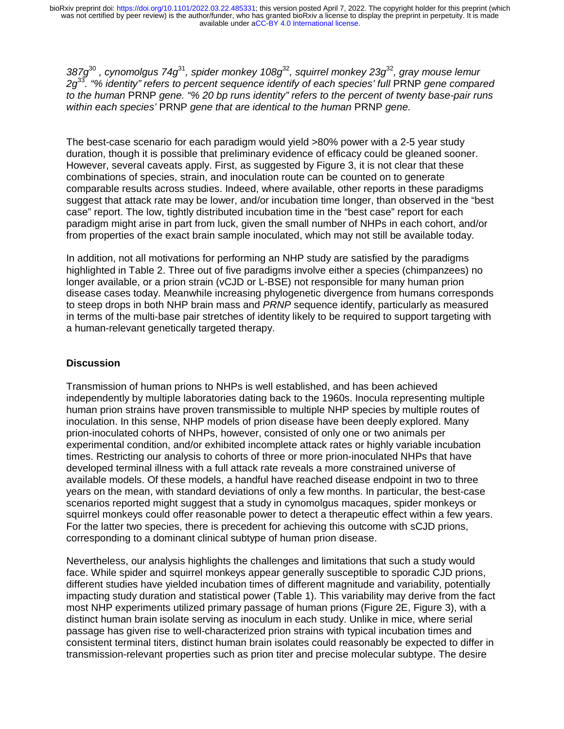*387g[30] , cynomolgus 74g[31], spider monkey 108g[32], squirrel monkey 23g[32], gray mouse lemur 2g[33]. "% identity" refers to percent sequence identify of each species' full* PRNP *gene compared to the human* PRNP *gene. "% 20 bp runs identity" refers to the percent of twenty base-pair runs within each species'* PRNP *gene that are identical to the human* PRNP *gene.*

The best-case scenario for each paradigm would yield >80% power with a 2-5 year study duration, though it is possible that preliminary evidence of efficacy could be gleaned sooner. However, several caveats apply. First, as suggested by Figure 3, it is not clear that these combinations of species, strain, and inoculation route can be counted on to generate comparable results across studies. Indeed, where available, other reports in these paradigms suggest that attack rate may be lower, and/or incubation time longer, than observed in the "best case" report. The low, tightly distributed incubation time in the "best case" report for each paradigm might arise in part from luck, given the small number of NHPs in each cohort, and/or from properties of the exact brain sample inoculated, which may not still be available today.

In addition, not all motivations for performing an NHP study are satisfied by the paradigms highlighted in Table 2. Three out of five paradigms involve either a species (chimpanzees) no longer available, or a prion strain (vCJD or L-BSE) not responsible for many human prion disease cases today. Meanwhile increasing phylogenetic divergence from humans corresponds to steep drops in both NHP brain mass and *PRNP* sequence identify, particularly as measured in terms of the multi-base pair stretches of identity likely to be required to support targeting with a human-relevant genetically targeted therapy.

## Discussion

Transmission of human prions to NHPs is well established, and has been achieved independently by multiple laboratories dating back to the 1960s. Inocula representing multiple human prion strains have proven transmissible to multiple NHP species by multiple routes of inoculation. In this sense, NHP models of prion disease have been deeply explored. Many prion-inoculated cohorts of NHPs, however, consisted of only one or two animals per experimental condition, and/or exhibited incomplete attack rates or highly variable incubation times. Restricting our analysis to cohorts of three or more prion-inoculated NHPs that have developed terminal illness with a full attack rate reveals a more constrained universe of available models. Of these models, a handful have reached disease endpoint in two to three years on the mean, with standard deviations of only a few months. In particular, the best-case scenarios reported might suggest that a study in cynomolgus macaques, spider monkeys or squirrel monkeys could offer reasonable power to detect a therapeutic effect within a few years. For the latter two species, there is precedent for achieving this outcome with sCJD prions, corresponding to a dominant clinical subtype of human prion disease.

Nevertheless, our analysis highlights the challenges and limitations that such a study would face. While spider and squirrel monkeys appear generally susceptible to sporadic CJD prions, different studies have yielded incubation times of different magnitude and variability, potentially impacting study duration and statistical power (Table 1). This variability may derive from the fact most NHP experiments utilized primary passage of human prions (Figure 2E, Figure 3), with a distinct human brain isolate serving as inoculum in each study. Unlike in mice, where serial passage has given rise to well-characterized prion strains with typical incubation times and consistent terminal titers, distinct human brain isolates could reasonably be expected to differ in transmission-relevant properties such as prion titer and precise molecular subtype. The desire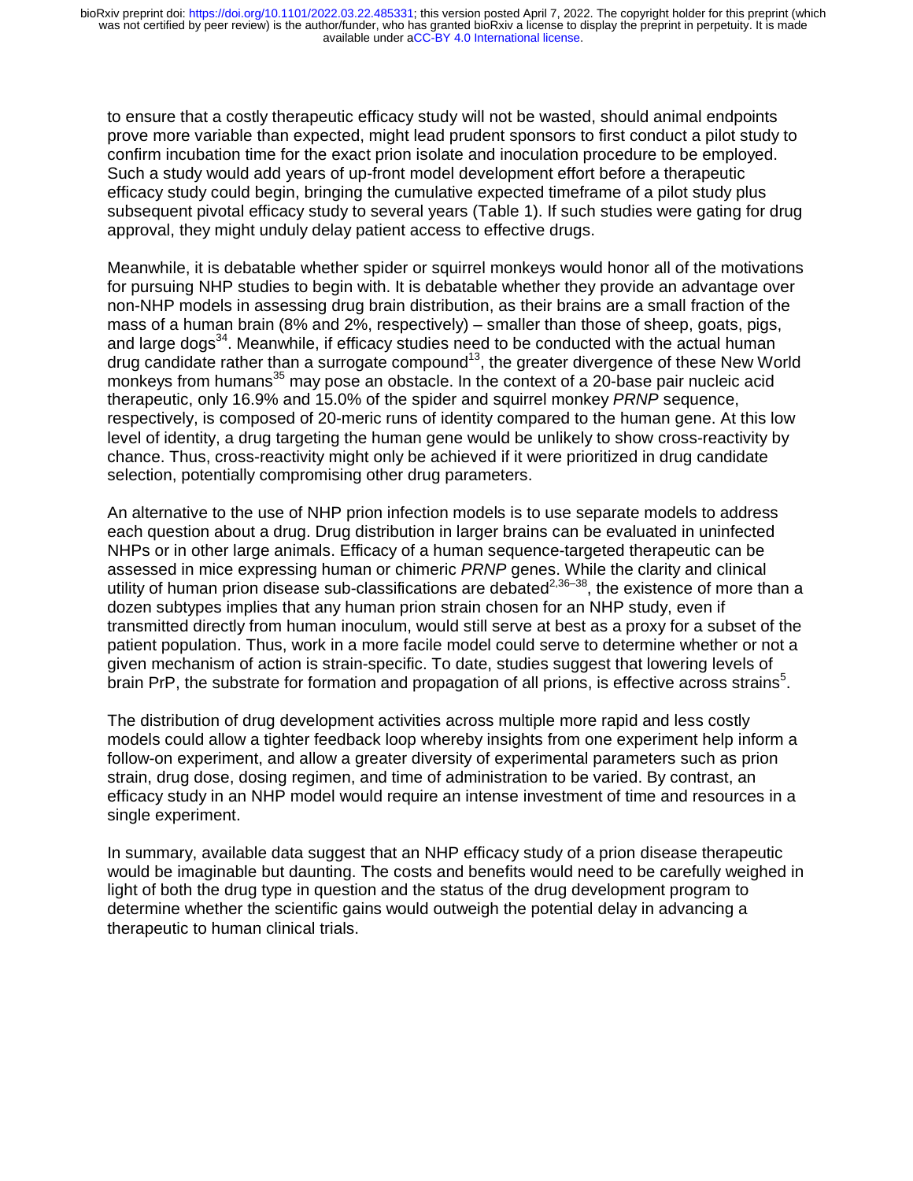to ensure that a costly therapeutic efficacy study will not be wasted, should animal endpoints prove more variable than expected, might lead prudent sponsors to first conduct a pilot study to confirm incubation time for the exact prion isolate and inoculation procedure to be employed. Such a study would add years of up-front model development effort before a therapeutic efficacy study could begin, bringing the cumulative expected timeframe of a pilot study plus subsequent pivotal efficacy study to several years (Table 1). If such studies were gating for drug approval, they might unduly delay patient access to effective drugs.

Meanwhile, it is debatable whether spider or squirrel monkeys would honor all of the motivations for pursuing NHP studies to begin with. It is debatable whether they provide an advantage over non-NHP models in assessing drug brain distribution, as their brains are a small fraction of the mass of a human brain (8% and 2%, respectively) – smaller than those of sheep, goats, pigs, and large dogs[34]. Meanwhile, if efficacy studies need to be conducted with the actual human drug candidate rather than a surrogate compound[13], the greater divergence of these New World monkeys from humans[35] may pose an obstacle. In the context of a 20-base pair nucleic acid therapeutic, only 16.9% and 15.0% of the spider and squirrel monkey *PRNP* sequence, respectively, is composed of 20-meric runs of identity compared to the human gene. At this low level of identity, a drug targeting the human gene would be unlikely to show cross-reactivity by chance. Thus, cross-reactivity might only be achieved if it were prioritized in drug candidate selection, potentially compromising other drug parameters.

An alternative to the use of NHP prion infection models is to use separate models to address each question about a drug. Drug distribution in larger brains can be evaluated in uninfected NHPs or in other large animals. Efficacy of a human sequence-targeted therapeutic can be assessed in mice expressing human or chimeric *PRNP* genes. While the clarity and clinical utility of human prion disease sub-classifications are debated[2,36–38], the existence of more than a dozen subtypes implies that any human prion strain chosen for an NHP study, even if transmitted directly from human inoculum, would still serve at best as a proxy for a subset of the patient population. Thus, work in a more facile model could serve to determine whether or not a given mechanism of action is strain-specific. To date, studies suggest that lowering levels of brain PrP, the substrate for formation and propagation of all prions, is effective across strains[5].

The distribution of drug development activities across multiple more rapid and less costly models could allow a tighter feedback loop whereby insights from one experiment help inform a follow-on experiment, and allow a greater diversity of experimental parameters such as prion strain, drug dose, dosing regimen, and time of administration to be varied. By contrast, an efficacy study in an NHP model would require an intense investment of time and resources in a single experiment.

In summary, available data suggest that an NHP efficacy study of a prion disease therapeutic would be imaginable but daunting. The costs and benefits would need to be carefully weighed in light of both the drug type in question and the status of the drug development program to determine whether the scientific gains would outweigh the potential delay in advancing a therapeutic to human clinical trials.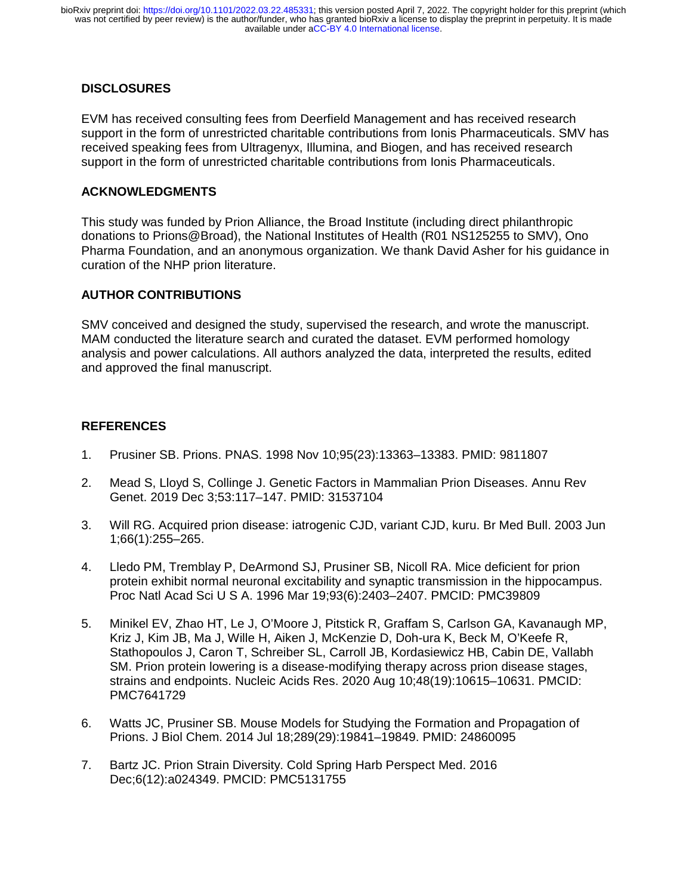## DISCLOSURES

EVM has received consulting fees from Deerfield Management and has received research support in the form of unrestricted charitable contributions from Ionis Pharmaceuticals. SMV has received speaking fees from Ultragenyx, Illumina, and Biogen, and has received research support in the form of unrestricted charitable contributions from Ionis Pharmaceuticals.

## ACKNOWLEDGMENTS

This study was funded by Prion Alliance, the Broad Institute (including direct philanthropic donations to Prions@Broad), the National Institutes of Health (R01 NS125255 to SMV), Ono Pharma Foundation, and an anonymous organization. We thank David Asher for his guidance in curation of the NHP prion literature.

## AUTHOR CONTRIBUTIONS

SMV conceived and designed the study, supervised the research, and wrote the manuscript. MAM conducted the literature search and curated the dataset. EVM performed homology analysis and power calculations. All authors analyzed the data, interpreted the results, edited and approved the final manuscript.

## REFERENCES

1. Prusiner SB. Prions. PNAS. 1998 Nov 10;95(23):13363–13383. PMID: 9811807
2. Mead S, Lloyd S, Collinge J. Genetic Factors in Mammalian Prion Diseases. Annu Rev Genet. 2019 Dec 3;53:117–147. PMID: 31537104
3. Will RG. Acquired prion disease: iatrogenic CJD, variant CJD, kuru. Br Med Bull. 2003 Jun 1;66(1):255–265.
4. Lledo PM, Tremblay P, DeArmond SJ, Prusiner SB, Nicoll RA. Mice deficient for prion protein exhibit normal neuronal excitability and synaptic transmission in the hippocampus. Proc Natl Acad Sci U S A. 1996 Mar 19;93(6):2403–2407. PMCID: PMC39809
5. Minikel EV, Zhao HT, Le J, O'Moore J, Pitstick R, Graffam S, Carlson GA, Kavanaugh MP, Kriz J, Kim JB, Ma J, Wille H, Aiken J, McKenzie D, Doh-ura K, Beck M, O'Keefe R, Stathopoulos J, Caron T, Schreiber SL, Carroll JB, Kordasiewicz HB, Cabin DE, Vallabh SM. Prion protein lowering is a disease-modifying therapy across prion disease stages, strains and endpoints. Nucleic Acids Res. 2020 Aug 10;48(19):10615–10631. PMCID: PMC7641729
6. Watts JC, Prusiner SB. Mouse Models for Studying the Formation and Propagation of Prions. J Biol Chem. 2014 Jul 18;289(29):19841–19849. PMID: 24860095
7. Bartz JC. Prion Strain Diversity. Cold Spring Harb Perspect Med. 2016 Dec;6(12):a024349. PMCID: PMC5131755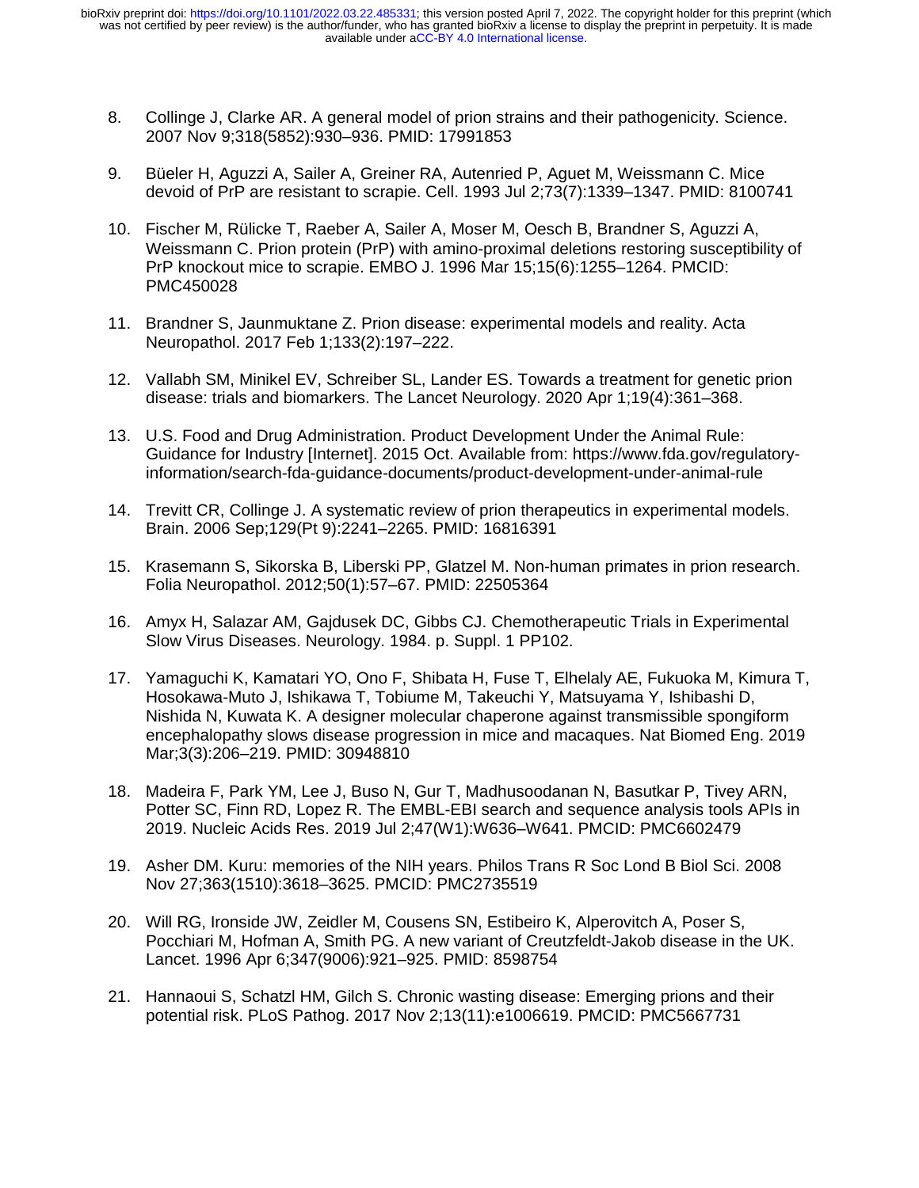8. Collinge J, Clarke AR. A general model of prion strains and their pathogenicity. Science. 2007 Nov 9;318(5852):930–936. PMID: 17991853

9. Büeler H, Aguzzi A, Sailer A, Greiner RA, Autenried P, Aguet M, Weissmann C. Mice devoid of PrP are resistant to scrapie. Cell. 1993 Jul 2;73(7):1339–1347. PMID: 8100741

10. Fischer M, Rülicke T, Raeber A, Sailer A, Moser M, Oesch B, Brandner S, Aguzzi A, Weissmann C. Prion protein (PrP) with amino-proximal deletions restoring susceptibility of PrP knockout mice to scrapie. EMBO J. 1996 Mar 15;15(6):1255–1264. PMCID: PMC450028

11. Brandner S, Jaunmuktane Z. Prion disease: experimental models and reality. Acta Neuropathol. 2017 Feb 1;133(2):197–222.

12. Vallabh SM, Minikel EV, Schreiber SL, Lander ES. Towards a treatment for genetic prion disease: trials and biomarkers. The Lancet Neurology. 2020 Apr 1;19(4):361–368.

13. U.S. Food and Drug Administration. Product Development Under the Animal Rule: Guidance for Industry [Internet]. 2015 Oct. Available from: https://www.fda.gov/regulatory-information/search-fda-guidance-documents/product-development-under-animal-rule

14. Trevitt CR, Collinge J. A systematic review of prion therapeutics in experimental models. Brain. 2006 Sep;129(Pt 9):2241–2265. PMID: 16816391

15. Krasemann S, Sikorska B, Liberski PP, Glatzel M. Non-human primates in prion research. Folia Neuropathol. 2012;50(1):57–67. PMID: 22505364

16. Amyx H, Salazar AM, Gajdusek DC, Gibbs CJ. Chemotherapeutic Trials in Experimental Slow Virus Diseases. Neurology. 1984. p. Suppl. 1 PP102.

17. Yamaguchi K, Kamatari YO, Ono F, Shibata H, Fuse T, Elhelaly AE, Fukuoka M, Kimura T, Hosokawa-Muto J, Ishikawa T, Tobiume M, Takeuchi Y, Matsuyama Y, Ishibashi D, Nishida N, Kuwata K. A designer molecular chaperone against transmissible spongiform encephalopathy slows disease progression in mice and macaques. Nat Biomed Eng. 2019 Mar;3(3):206–219. PMID: 30948810

18. Madeira F, Park YM, Lee J, Buso N, Gur T, Madhusoodanan N, Basutkar P, Tivey ARN, Potter SC, Finn RD, Lopez R. The EMBL-EBI search and sequence analysis tools APIs in 2019. Nucleic Acids Res. 2019 Jul 2;47(W1):W636–W641. PMCID: PMC6602479

19. Asher DM. Kuru: memories of the NIH years. Philos Trans R Soc Lond B Biol Sci. 2008 Nov 27;363(1510):3618–3625. PMCID: PMC2735519

20. Will RG, Ironside JW, Zeidler M, Cousens SN, Estibeiro K, Alperovitch A, Poser S, Pocchiari M, Hofman A, Smith PG. A new variant of Creutzfeldt-Jakob disease in the UK. Lancet. 1996 Apr 6;347(9006):921–925. PMID: 8598754

21. Hannaoui S, Schatzl HM, Gilch S. Chronic wasting disease: Emerging prions and their potential risk. PLoS Pathog. 2017 Nov 2;13(11):e1006619. PMCID: PMC5667731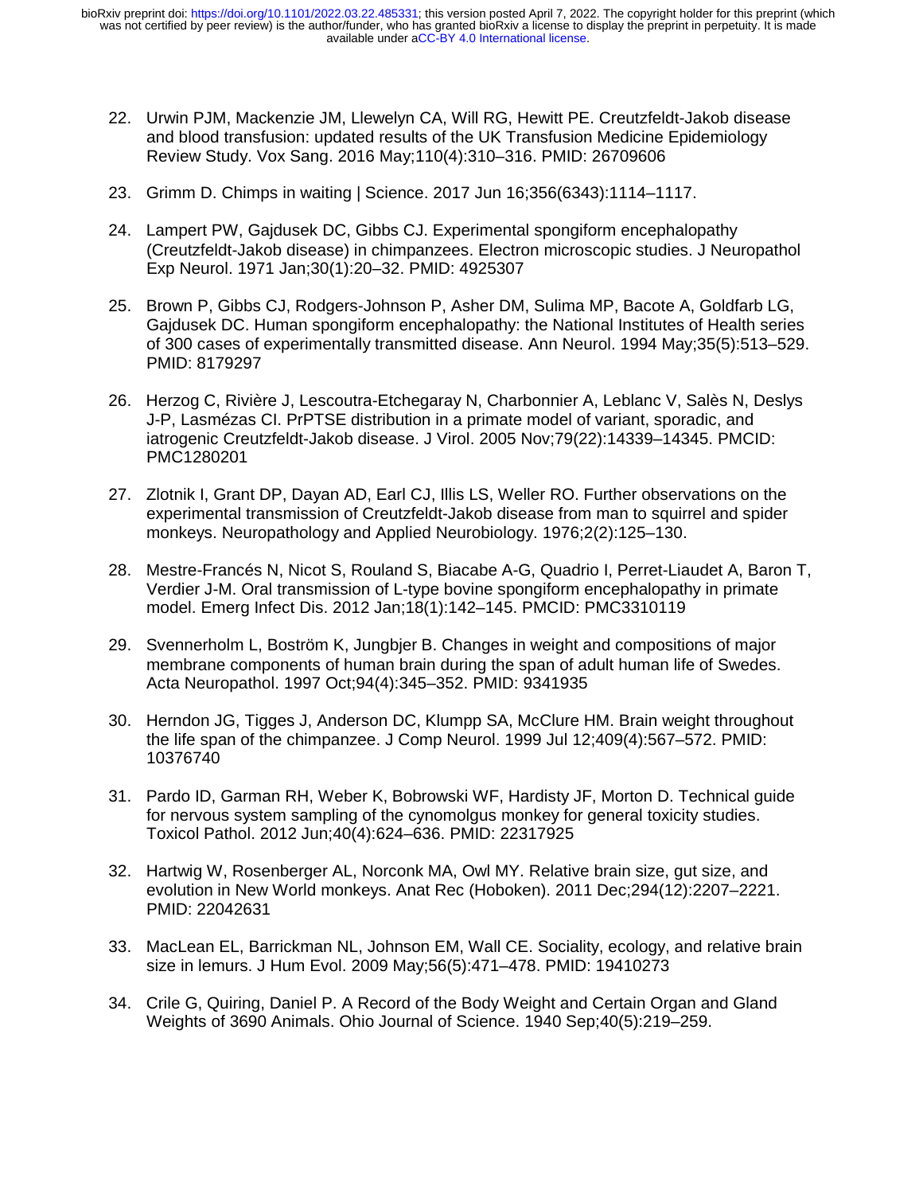22. Urwin PJM, Mackenzie JM, Llewelyn CA, Will RG, Hewitt PE. Creutzfeldt-Jakob disease and blood transfusion: updated results of the UK Transfusion Medicine Epidemiology Review Study. Vox Sang. 2016 May;110(4):310–316. PMID: 26709606

23. Grimm D. Chimps in waiting | Science. 2017 Jun 16;356(6343):1114–1117.

24. Lampert PW, Gajdusek DC, Gibbs CJ. Experimental spongiform encephalopathy (Creutzfeldt-Jakob disease) in chimpanzees. Electron microscopic studies. J Neuropathol Exp Neurol. 1971 Jan;30(1):20–32. PMID: 4925307

25. Brown P, Gibbs CJ, Rodgers-Johnson P, Asher DM, Sulima MP, Bacote A, Goldfarb LG, Gajdusek DC. Human spongiform encephalopathy: the National Institutes of Health series of 300 cases of experimentally transmitted disease. Ann Neurol. 1994 May;35(5):513–529. PMID: 8179297

26. Herzog C, Rivière J, Lescoutra-Etchegaray N, Charbonnier A, Leblanc V, Salès N, Deslys J-P, Lasmézas CI. PrPTSE distribution in a primate model of variant, sporadic, and iatrogenic Creutzfeldt-Jakob disease. J Virol. 2005 Nov;79(22):14339–14345. PMCID: PMC1280201

27. Zlotnik I, Grant DP, Dayan AD, Earl CJ, Illis LS, Weller RO. Further observations on the experimental transmission of Creutzfeldt-Jakob disease from man to squirrel and spider monkeys. Neuropathology and Applied Neurobiology. 1976;2(2):125–130.

28. Mestre-Francés N, Nicot S, Rouland S, Biacabe A-G, Quadrio I, Perret-Liaudet A, Baron T, Verdier J-M. Oral transmission of L-type bovine spongiform encephalopathy in primate model. Emerg Infect Dis. 2012 Jan;18(1):142–145. PMCID: PMC3310119

29. Svennerholm L, Boström K, Jungbjer B. Changes in weight and compositions of major membrane components of human brain during the span of adult human life of Swedes. Acta Neuropathol. 1997 Oct;94(4):345–352. PMID: 9341935

30. Herndon JG, Tigges J, Anderson DC, Klumpp SA, McClure HM. Brain weight throughout the life span of the chimpanzee. J Comp Neurol. 1999 Jul 12;409(4):567–572. PMID: 10376740

31. Pardo ID, Garman RH, Weber K, Bobrowski WF, Hardisty JF, Morton D. Technical guide for nervous system sampling of the cynomolgus monkey for general toxicity studies. Toxicol Pathol. 2012 Jun;40(4):624–636. PMID: 22317925

32. Hartwig W, Rosenberger AL, Norconk MA, Owl MY. Relative brain size, gut size, and evolution in New World monkeys. Anat Rec (Hoboken). 2011 Dec;294(12):2207–2221. PMID: 22042631

33. MacLean EL, Barrickman NL, Johnson EM, Wall CE. Sociality, ecology, and relative brain size in lemurs. J Hum Evol. 2009 May;56(5):471–478. PMID: 19410273

34. Crile G, Quiring, Daniel P. A Record of the Body Weight and Certain Organ and Gland Weights of 3690 Animals. Ohio Journal of Science. 1940 Sep;40(5):219–259.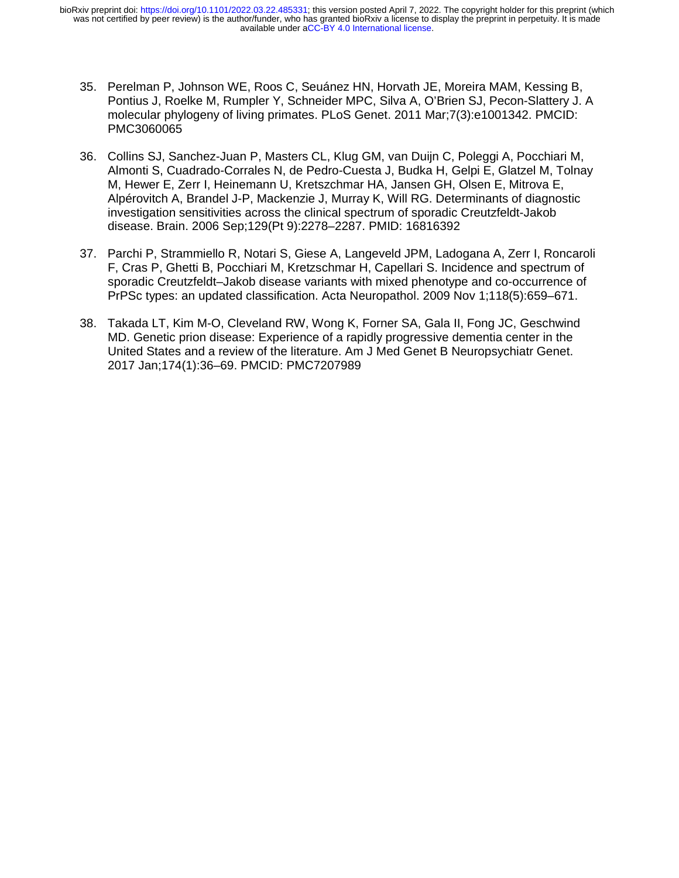35. Perelman P, Johnson WE, Roos C, Seuánez HN, Horvath JE, Moreira MAM, Kessing B, Pontius J, Roelke M, Rumpler Y, Schneider MPC, Silva A, O'Brien SJ, Pecon-Slattery J. A molecular phylogeny of living primates. PLoS Genet. 2011 Mar;7(3):e1001342. PMCID: PMC3060065

36. Collins SJ, Sanchez-Juan P, Masters CL, Klug GM, van Duijn C, Poleggi A, Pocchiari M, Almonti S, Cuadrado-Corrales N, de Pedro-Cuesta J, Budka H, Gelpi E, Glatzel M, Tolnay M, Hewer E, Zerr I, Heinemann U, Kretszchmar HA, Jansen GH, Olsen E, Mitrova E, Alpérovitch A, Brandel J-P, Mackenzie J, Murray K, Will RG. Determinants of diagnostic investigation sensitivities across the clinical spectrum of sporadic Creutzfeldt-Jakob disease. Brain. 2006 Sep;129(Pt 9):2278–2287. PMID: 16816392

37. Parchi P, Strammiello R, Notari S, Giese A, Langeveld JPM, Ladogana A, Zerr I, Roncaroli F, Cras P, Ghetti B, Pocchiari M, Kretzschmar H, Capellari S. Incidence and spectrum of sporadic Creutzfeldt–Jakob disease variants with mixed phenotype and co-occurrence of PrPSc types: an updated classification. Acta Neuropathol. 2009 Nov 1;118(5):659–671.

38. Takada LT, Kim M-O, Cleveland RW, Wong K, Forner SA, Gala II, Fong JC, Geschwind MD. Genetic prion disease: Experience of a rapidly progressive dementia center in the United States and a review of the literature. Am J Med Genet B Neuropsychiatr Genet. 2017 Jan;174(1):36–69. PMCID: PMC7207989